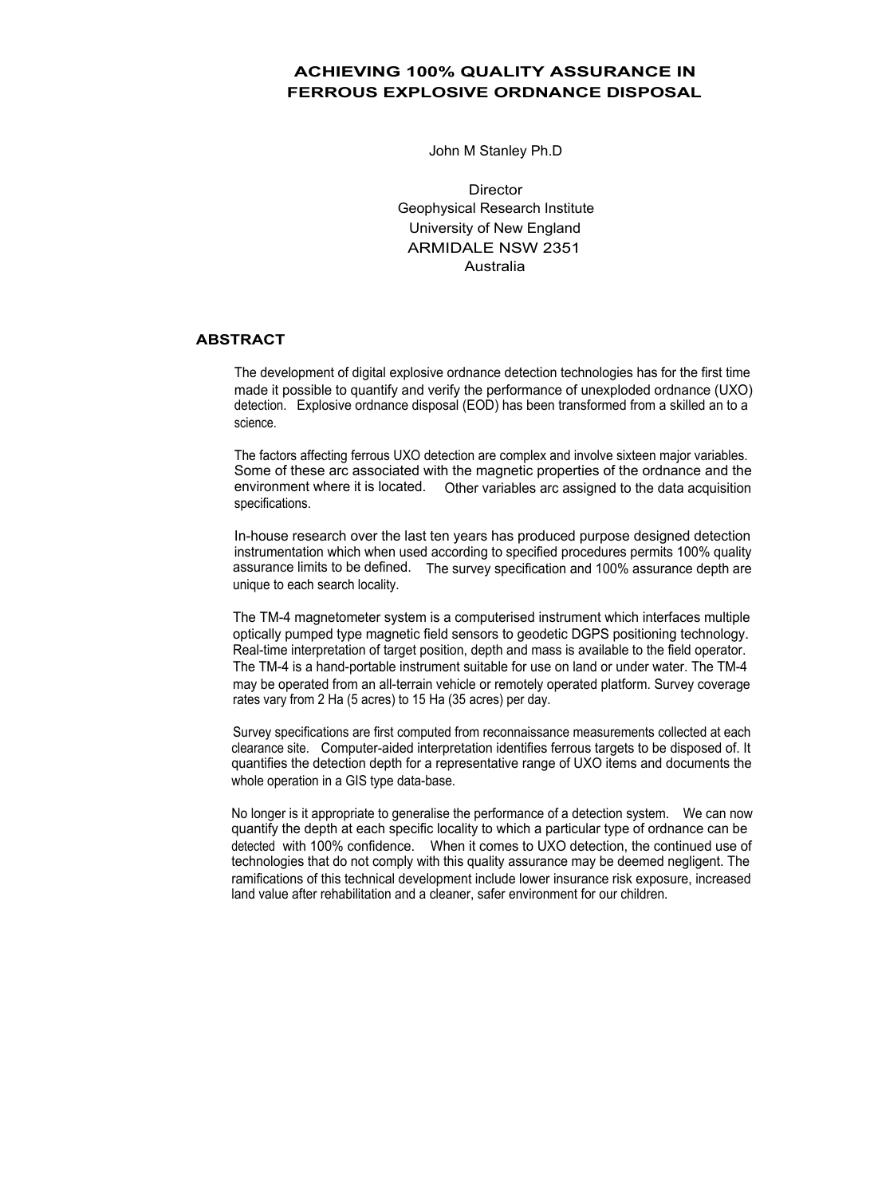# ACHIEVING 100% QUALITY ASSURANCE IN FERROUS EXPLOSIVE ORDNANCE DISPOSAL

John M Stanley Ph.D

Director
Geophysical Research Institute
University of New England
ARMIDALE NSW 2351
Australia

## ABSTRACT

The development of digital explosive ordnance detection technologies has for the first time made it possible to quantify and verify the performance of unexploded ordnance (UXO) detection. Explosive ordnance disposal (EOD) has been transformed from a skilled an to a science.

The factors affecting ferrous UXO detection are complex and involve sixteen major variables. Some of these arc associated with the magnetic properties of the ordnance and the environment where it is located. Other variables arc assigned to the data acquisition specifications.

In-house research over the last ten years has produced purpose designed detection instrumentation which when used according to specified procedures permits 100% quality assurance limits to be defined. The survey specification and 100% assurance depth are unique to each search locality.

The TM-4 magnetometer system is a computerised instrument which interfaces multiple optically pumped type magnetic field sensors to geodetic DGPS positioning technology. Real-time interpretation of target position, depth and mass is available to the field operator. The TM-4 is a hand-portable instrument suitable for use on land or under water. The TM-4 may be operated from an all-terrain vehicle or remotely operated platform. Survey coverage rates vary from 2 Ha (5 acres) to 15 Ha (35 acres) per day.

Survey specifications are first computed from reconnaissance measurements collected at each clearance site. Computer-aided interpretation identifies ferrous targets to be disposed of. It quantifies the detection depth for a representative range of UXO items and documents the whole operation in a GIS type data-base.

No longer is it appropriate to generalise the performance of a detection system. We can now quantify the depth at each specific locality to which a particular type of ordnance can be detected with 100% confidence. When it comes to UXO detection, the continued use of technologies that do not comply with this quality assurance may be deemed negligent. The ramifications of this technical development include lower insurance risk exposure, increased land value after rehabilitation and a cleaner, safer environment for our children.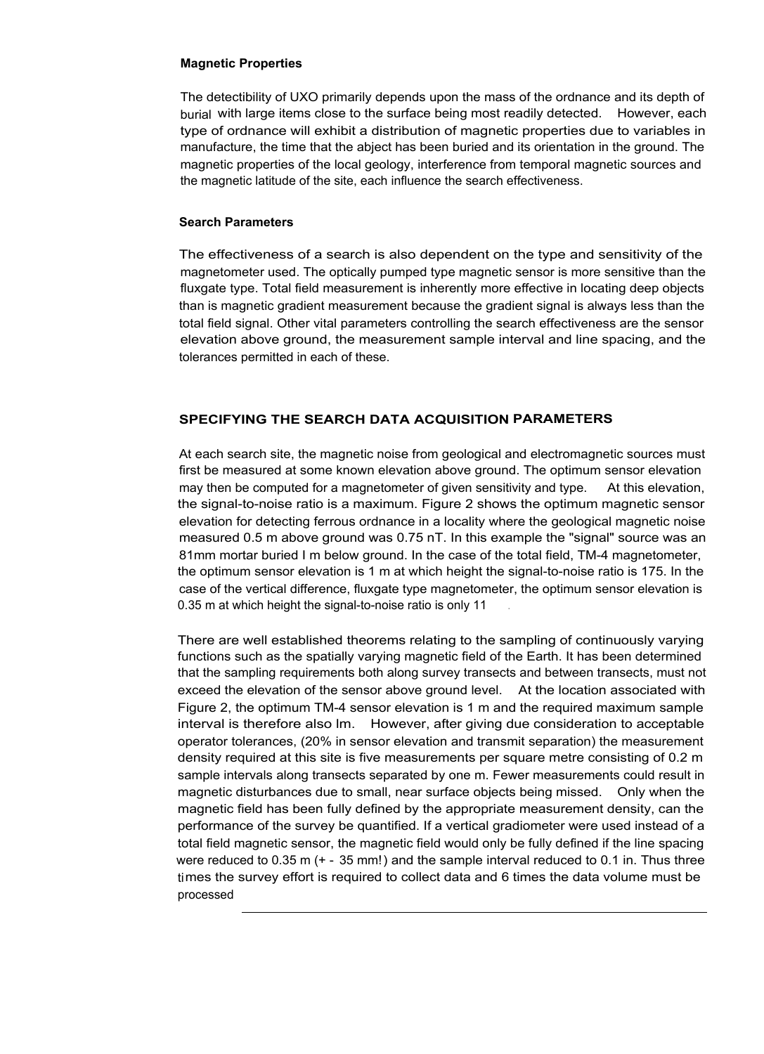#### Magnetic Properties

The detectibility of UXO primarily depends upon the mass of the ordnance and its depth of burial with large items close to the surface being most readily detected. However, each type of ordnance will exhibit a distribution of magnetic properties due to variables in manufacture, the time that the abject has been buried and its orientation in the ground. The magnetic properties of the local geology, interference from temporal magnetic sources and the magnetic latitude of the site, each influence the search effectiveness.

#### Search Parameters

The effectiveness of a search is also dependent on the type and sensitivity of the magnetometer used. The optically pumped type magnetic sensor is more sensitive than the fluxgate type. Total field measurement is inherently more effective in locating deep objects than is magnetic gradient measurement because the gradient signal is always less than the total field signal. Other vital parameters controlling the search effectiveness are the sensor elevation above ground, the measurement sample interval and line spacing, and the tolerances permitted in each of these.

## SPECIFYING THE SEARCH DATA ACQUISITION PARAMETERS

At each search site, the magnetic noise from geological and electromagnetic sources must first be measured at some known elevation above ground. The optimum sensor elevation may then be computed for a magnetometer of given sensitivity and type. At this elevation, the signal-to-noise ratio is a maximum. Figure 2 shows the optimum magnetic sensor elevation for detecting ferrous ordnance in a locality where the geological magnetic noise measured 0.5 m above ground was 0.75 nT. In this example the "signal" source was an 81mm mortar buried I m below ground. In the case of the total field, TM-4 magnetometer, the optimum sensor elevation is 1 m at which height the signal-to-noise ratio is 175. In the case of the vertical difference, fluxgate type magnetometer, the optimum sensor elevation is 0.35 m at which height the signal-to-noise ratio is only 11.

There are well established theorems relating to the sampling of continuously varying functions such as the spatially varying magnetic field of the Earth. It has been determined that the sampling requirements both along survey transects and between transects, must not exceed the elevation of the sensor above ground level. At the location associated with Figure 2, the optimum TM-4 sensor elevation is 1 m and the required maximum sample interval is therefore also Im. However, after giving due consideration to acceptable operator tolerances, (20% in sensor elevation and transmit separation) the measurement density required at this site is five measurements per square metre consisting of 0.2 m sample intervals along transects separated by one m. Fewer measurements could result in magnetic disturbances due to small, near surface objects being missed. Only when the magnetic field has been fully defined by the appropriate measurement density, can the performance of the survey be quantified. If a vertical gradiometer were used instead of a total field magnetic sensor, the magnetic field would only be fully defined if the line spacing were reduced to 0.35 m (+ - 35 mm!) and the sample interval reduced to 0.1 in. Thus three times the survey effort is required to collect data and 6 times the data volume must be processed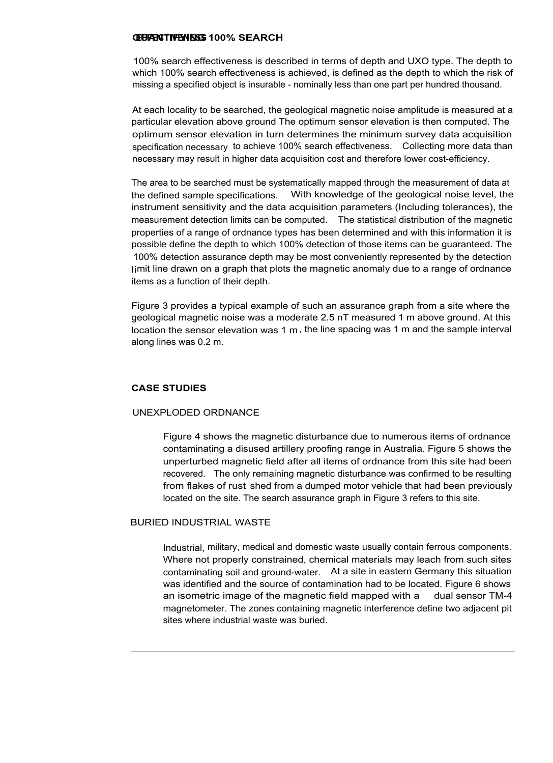## EFFECTIVENESS 100% SEARCH

100% search effectiveness is described in terms of depth and UXO type. The depth to which 100% search effectiveness is achieved, is defined as the depth to which the risk of missing a specified object is insurable - nominally less than one part per hundred thousand.

At each locality to be searched, the geological magnetic noise amplitude is measured at a particular elevation above ground The optimum sensor elevation is then computed. The optimum sensor elevation in turn determines the minimum survey data acquisition specification necessary to achieve 100% search effectiveness. Collecting more data than necessary may result in higher data acquisition cost and therefore lower cost-efficiency.

The area to be searched must be systematically mapped through the measurement of data at the defined sample specifications. With knowledge of the geological noise level, the instrument sensitivity and the data acquisition parameters (Including tolerances), the measurement detection limits can be computed. The statistical distribution of the magnetic properties of a range of ordnance types has been determined and with this information it is possible define the depth to which 100% detection of those items can be guaranteed. The 100% detection assurance depth may be most conveniently represented by the detection limit line drawn on a graph that plots the magnetic anomaly due to a range of ordnance items as a function of their depth.

Figure 3 provides a typical example of such an assurance graph from a site where the geological magnetic noise was a moderate 2.5 nT measured 1 m above ground. At this location the sensor elevation was 1 m, the line spacing was 1 m and the sample interval along lines was 0.2 m.

## CASE STUDIES

### UNEXPLODED ORDNANCE

Figure 4 shows the magnetic disturbance due to numerous items of ordnance contaminating a disused artillery proofing range in Australia. Figure 5 shows the unperturbed magnetic field after all items of ordnance from this site had been recovered. The only remaining magnetic disturbance was confirmed to be resulting from flakes of rust shed from a dumped motor vehicle that had been previously located on the site. The search assurance graph in Figure 3 refers to this site.

### BURIED INDUSTRIAL WASTE

Industrial, military, medical and domestic waste usually contain ferrous components. Where not properly constrained, chemical materials may leach from such sites contaminating soil and ground-water. At a site in eastern Germany this situation was identified and the source of contamination had to be located. Figure 6 shows an isometric image of the magnetic field mapped with a dual sensor TM-4 magnetometer. The zones containing magnetic interference define two adjacent pit sites where industrial waste was buried.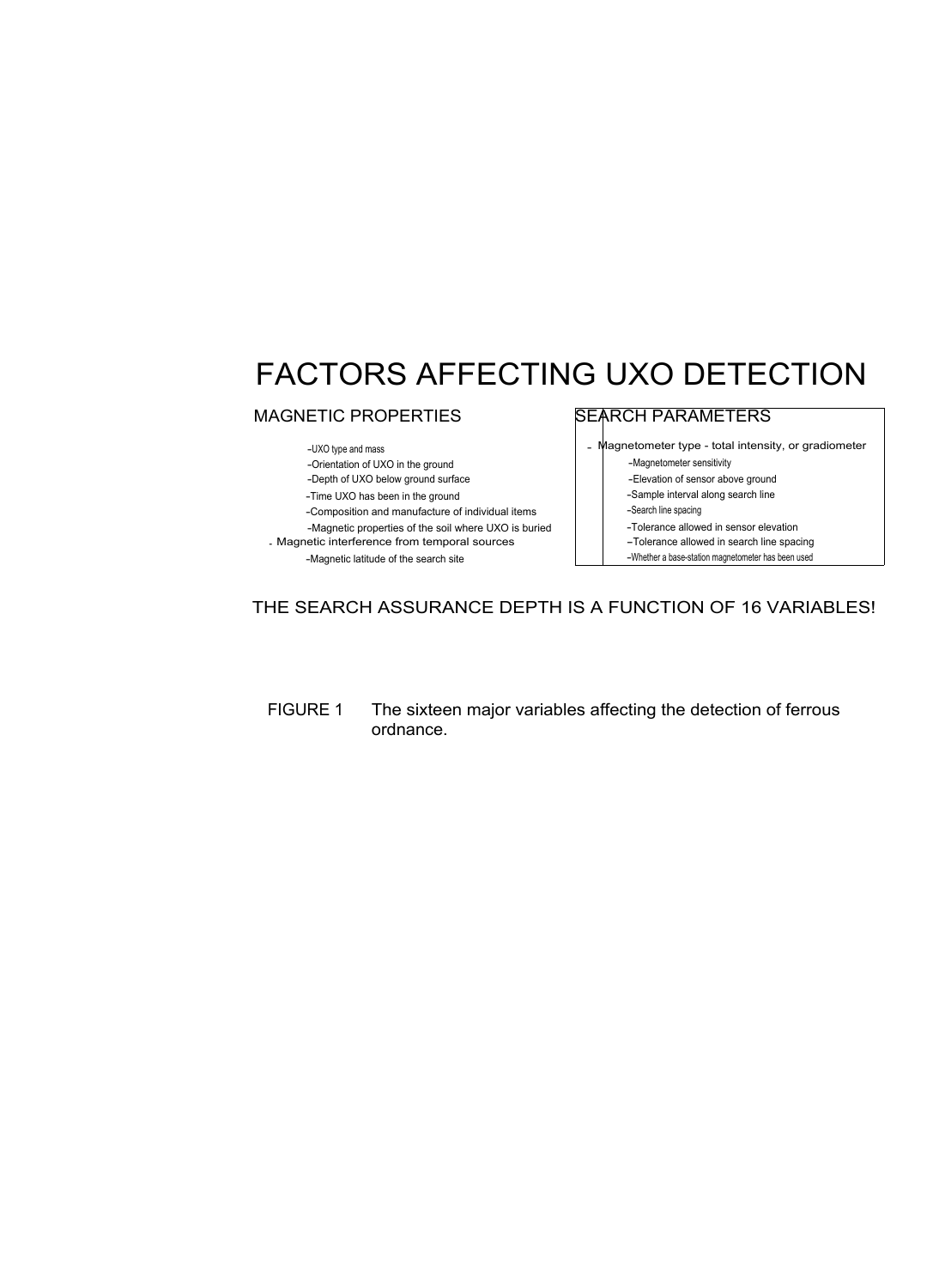# FACTORS AFFECTING UXO DETECTION

## MAGNETIC PROPERTIES

- UXO type and mass
- Orientation of UXO in the ground
- Depth of UXO below ground surface
- Time UXO has been in the ground
- Composition and manufacture of individual items
- Magnetic properties of the soil where UXO is buried
- Magnetic interference from temporal sources
- Magnetic latitude of the search site

## SEARCH PARAMETERS

- Magnetometer type - total intensity, or gradiometer
- Magnetometer sensitivity
- Elevation of sensor above ground
- Sample interval along search line
- Search line spacing
- Tolerance allowed in sensor elevation
- Tolerance allowed in search line spacing
- Whether a base-station magnetometer has been used

THE SEARCH ASSURANCE DEPTH IS A FUNCTION OF 16 VARIABLES!

FIGURE 1 The sixteen major variables affecting the detection of ferrous ordnance.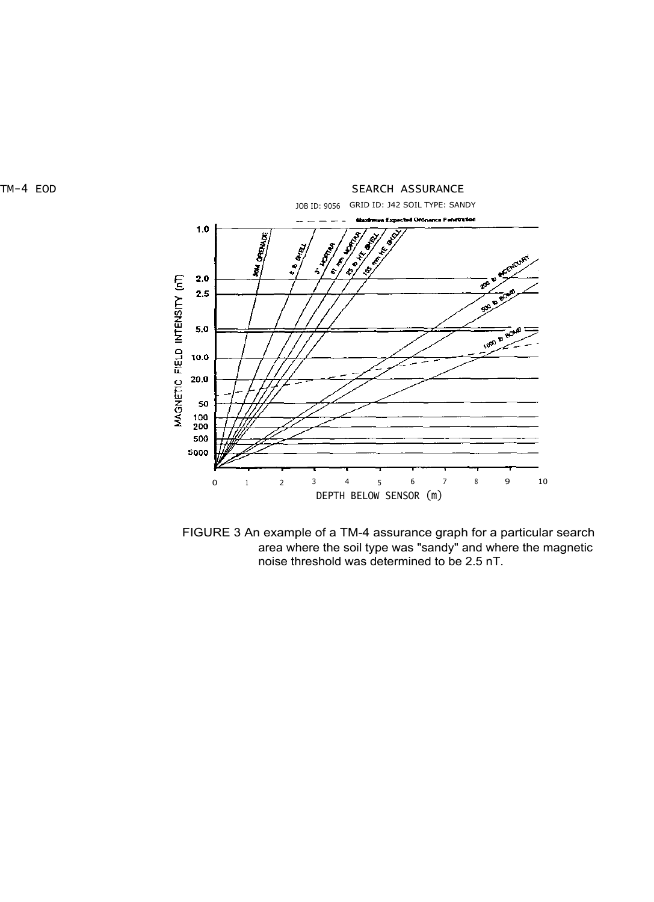TM-4 EOD

SEARCH ASSURANCE

JOB ID: 9056 GRID ID: J42 SOIL TYPE: SANDY

— — — — Maximum Expected Ordnance Penetration

MAGNETIC FIELD INTENSITY (nT)

1.0, 2.0, 2.5, 5.0, 10.0, 20.0, 50, 100, 200, 500, 5000

M4 GRENADE, 8 lb SHELL, 3" MORTAR, 81 mm MORTAR, 25 lb HE SHELL, 105 mm HE SHELL, 200 lb INCENDIARY, 500 lb BOMB, 1000 lb BOMB

0 1 2 3 4 5 6 7 8 9 10

DEPTH BELOW SENSOR (m)

FIGURE 3 An example of a TM-4 assurance graph for a particular search area where the soil type was "sandy" and where the magnetic noise threshold was determined to be 2.5 nT.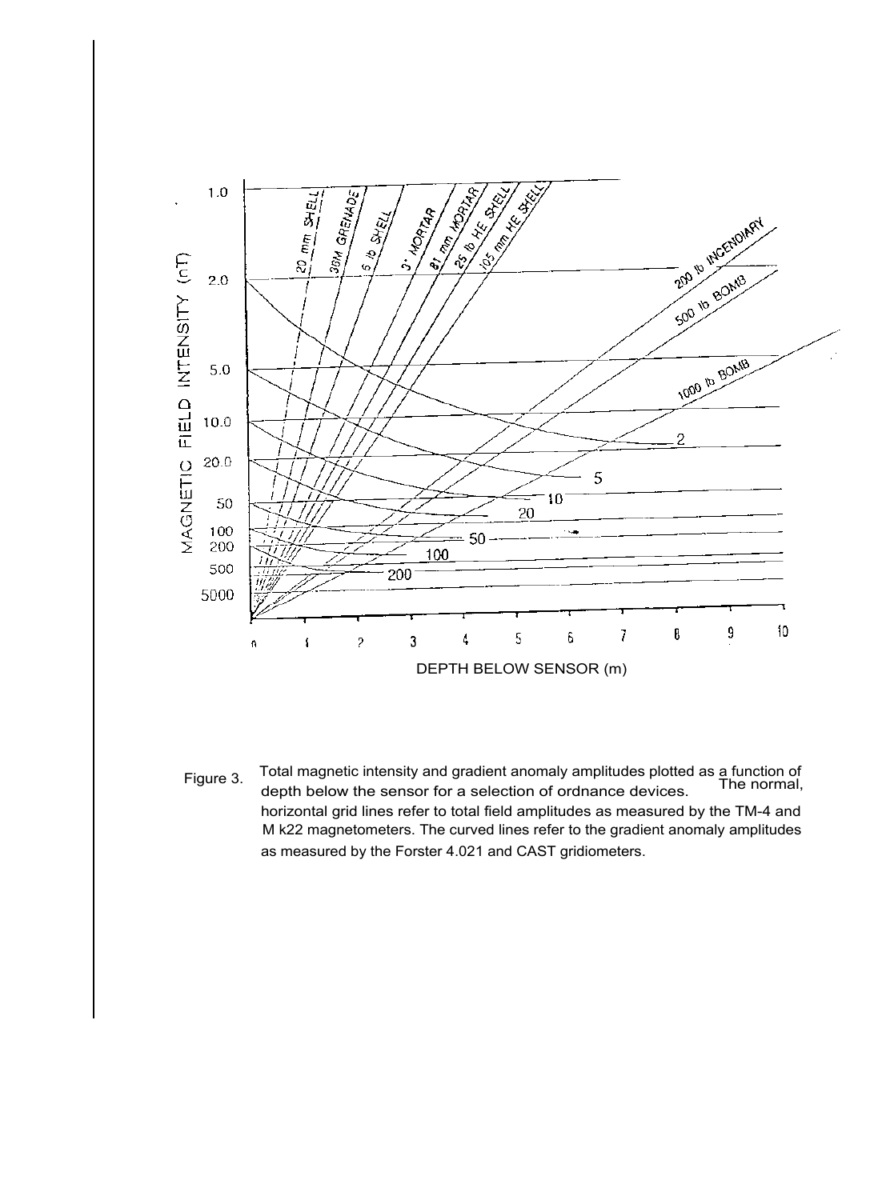Figure 3. Total magnetic intensity and gradient anomaly amplitudes plotted as a function of depth below the sensor for a selection of ordnance devices. The normal, horizontal grid lines refer to total field amplitudes as measured by the TM-4 and M k22 magnetometers. The curved lines refer to the gradient anomaly amplitudes as measured by the Forster 4.021 and CAST gridiometers.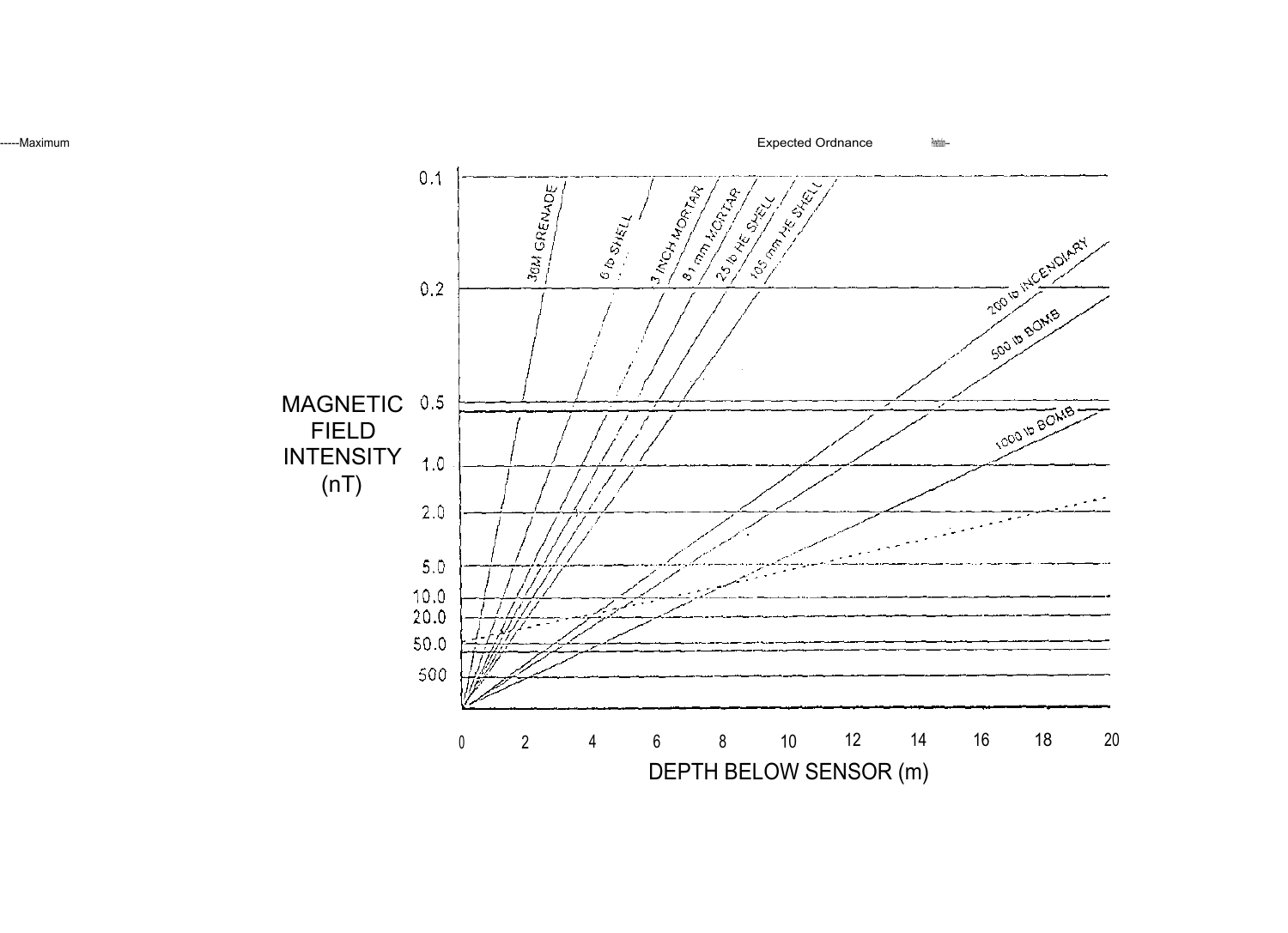-----Maximum Expected Ordnance Penetration--

MAGNETIC FIELD INTENSITY (nT)

0.1
0.2
0.5
1.0
2.0
5.0
10.0
20.0
50.0
500

38M GRENADE
6 lb SHELL
3 INCH MORTAR
81 mm MORTAR
25 lb HE SHELL
105 mm HE SHELL
200 lb INCENDIARY
500 lb BOMB
1000 lb BOMB

0 2 4 6 8 10 12 14 16 18 20

DEPTH BELOW SENSOR (m)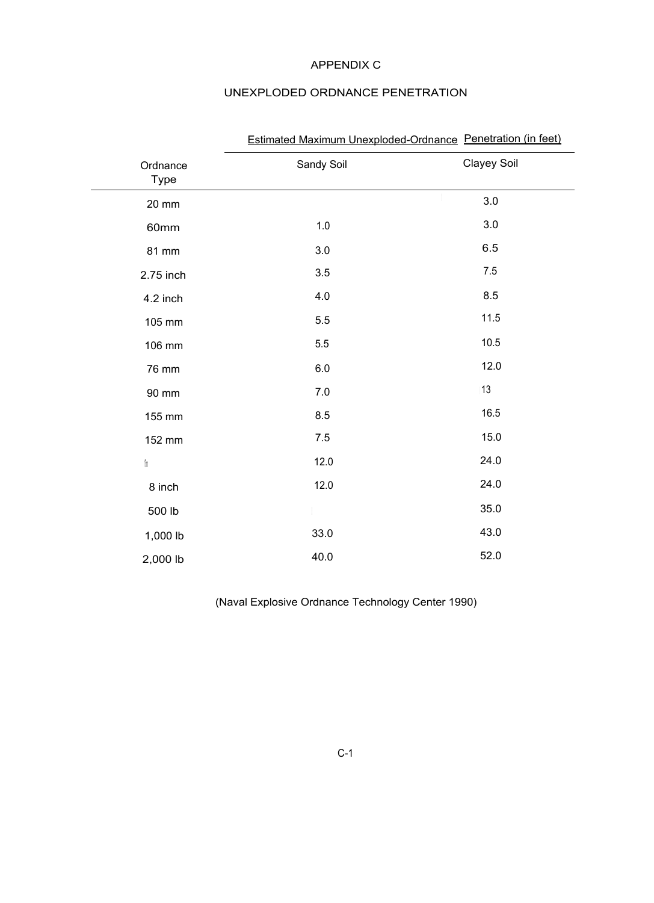# APPENDIX C

## UNEXPLODED ORDNANCE PENETRATION

| Ordnance Type | Estimated Maximum Unexploded-Ordnance Penetration (in feet) | |
|---|---|---|
| | Sandy Soil | Clayey Soil |
| 20 mm | | 3.0 |
| 60mm | 1.0 | 3.0 |
| 81 mm | 3.0 | 6.5 |
| 2.75 inch | 3.5 | 7.5 |
| 4.2 inch | 4.0 | 8.5 |
| 105 mm | 5.5 | 11.5 |
| 106 mm | 5.5 | 10.5 |
| 76 mm | 6.0 | 12.0 |
| 90 mm | 7.0 | 13 |
| 155 mm | 8.5 | 16.5 |
| 152 mm | 7.5 | 15.0 |
| | 12.0 | 24.0 |
| 8 inch | 12.0 | 24.0 |
| 500 lb | | 35.0 |
| 1,000 lb | 33.0 | 43.0 |
| 2,000 lb | 40.0 | 52.0 |

(Naval Explosive Ordnance Technology Center 1990)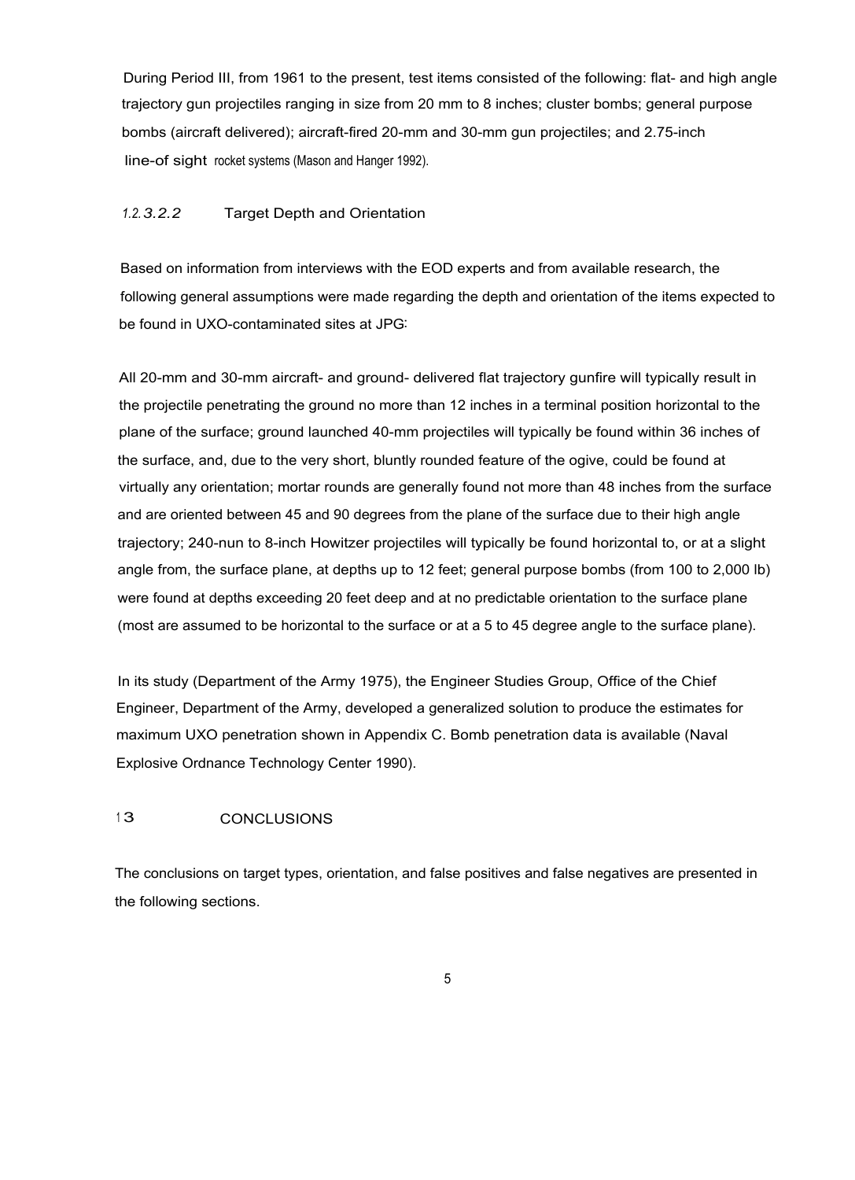During Period III, from 1961 to the present, test items consisted of the following: flat- and high angle trajectory gun projectiles ranging in size from 20 mm to 8 inches; cluster bombs; general purpose bombs (aircraft delivered); aircraft-fired 20-mm and 30-mm gun projectiles; and 2.75-inch line-of sight rocket systems (Mason and Hanger 1992).

#### 1.2.3.2.2 Target Depth and Orientation

Based on information from interviews with the EOD experts and from available research, the following general assumptions were made regarding the depth and orientation of the items expected to be found in UXO-contaminated sites at JPG:

All 20-mm and 30-mm aircraft- and ground- delivered flat trajectory gunfire will typically result in the projectile penetrating the ground no more than 12 inches in a terminal position horizontal to the plane of the surface; ground launched 40-mm projectiles will typically be found within 36 inches of the surface, and, due to the very short, bluntly rounded feature of the ogive, could be found at virtually any orientation; mortar rounds are generally found not more than 48 inches from the surface and are oriented between 45 and 90 degrees from the plane of the surface due to their high angle trajectory; 240-nun to 8-inch Howitzer projectiles will typically be found horizontal to, or at a slight angle from, the surface plane, at depths up to 12 feet; general purpose bombs (from 100 to 2,000 lb) were found at depths exceeding 20 feet deep and at no predictable orientation to the surface plane (most are assumed to be horizontal to the surface or at a 5 to 45 degree angle to the surface plane).

In its study (Department of the Army 1975), the Engineer Studies Group, Office of the Chief Engineer, Department of the Army, developed a generalized solution to produce the estimates for maximum UXO penetration shown in Appendix C. Bomb penetration data is available (Naval Explosive Ordnance Technology Center 1990).

## 1.3 CONCLUSIONS

The conclusions on target types, orientation, and false positives and false negatives are presented in the following sections.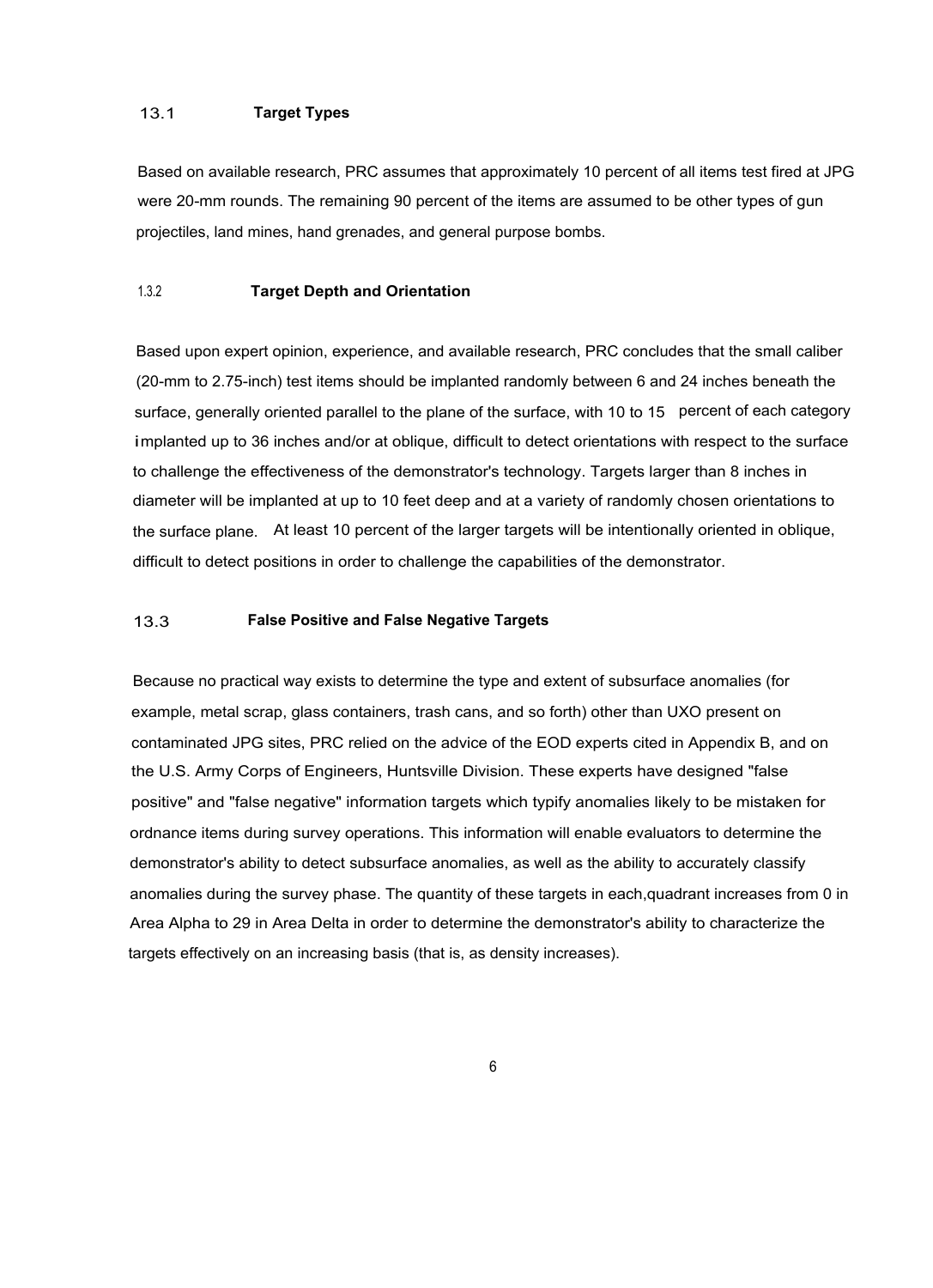### 13.1 Target Types

Based on available research, PRC assumes that approximately 10 percent of all items test fired at JPG were 20-mm rounds. The remaining 90 percent of the items are assumed to be other types of gun projectiles, land mines, hand grenades, and general purpose bombs.

### 1.3.2 Target Depth and Orientation

Based upon expert opinion, experience, and available research, PRC concludes that the small caliber (20-mm to 2.75-inch) test items should be implanted randomly between 6 and 24 inches beneath the surface, generally oriented parallel to the plane of the surface, with 10 to 15 percent of each category implanted up to 36 inches and/or at oblique, difficult to detect orientations with respect to the surface to challenge the effectiveness of the demonstrator's technology. Targets larger than 8 inches in diameter will be implanted at up to 10 feet deep and at a variety of randomly chosen orientations to the surface plane. At least 10 percent of the larger targets will be intentionally oriented in oblique, difficult to detect positions in order to challenge the capabilities of the demonstrator.

### 13.3 False Positive and False Negative Targets

Because no practical way exists to determine the type and extent of subsurface anomalies (for example, metal scrap, glass containers, trash cans, and so forth) other than UXO present on contaminated JPG sites, PRC relied on the advice of the EOD experts cited in Appendix B, and on the U.S. Army Corps of Engineers, Huntsville Division. These experts have designed "false positive" and "false negative" information targets which typify anomalies likely to be mistaken for ordnance items during survey operations. This information will enable evaluators to determine the demonstrator's ability to detect subsurface anomalies, as well as the ability to accurately classify anomalies during the survey phase. The quantity of these targets in each,quadrant increases from 0 in Area Alpha to 29 in Area Delta in order to determine the demonstrator's ability to characterize the targets effectively on an increasing basis (that is, as density increases).